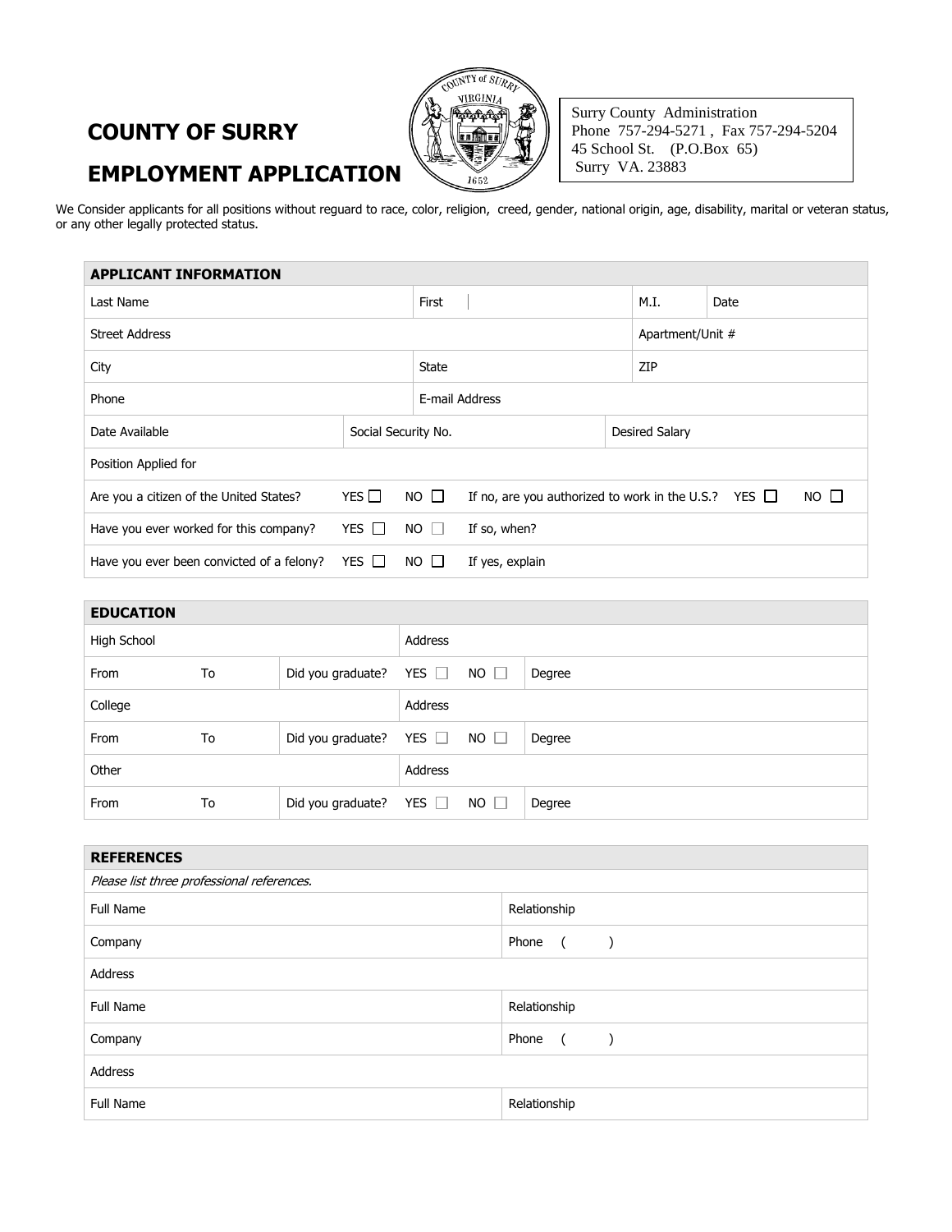# COUNTY OF SURRY

# EMPLOYMENT APPLICATION

Surry County Administration
Phone 757-294-5271 , Fax 757-294-5204
45 School St. (P.O.Box 65)
Surry VA. 23883

We Consider applicants for all positions without reguard to race, color, religion, creed, gender, national origin, age, disability, marital or veteran status, or any other legally protected status.

| APPLICANT INFORMATION | | | | |
|---|---|---|---|---|
| Last Name | First | | M.I. | Date |
| Street Address | | | Apartment/Unit # | |
| City | State | | ZIP | |
| Phone | E-mail Address | | | |
| Date Available | Social Security No. | | Desired Salary | |
| Position Applied for | | | | |
| Are you a citizen of the United States? YES ☐ NO ☐ | If no, are you authorized to work in the U.S.? YES ☐ NO ☐ | | | |
| Have you ever worked for this company? YES ☐ NO ☐ | If so, when? | | | |
| Have you ever been convicted of a felony? YES ☐ NO ☐ | If yes, explain | | | |

| EDUCATION | | | | |
|---|---|---|---|---|
| High School | | | Address | |
| From | To | Did you graduate? | YES ☐ NO ☐ | Degree |
| College | | | Address | |
| From | To | Did you graduate? | YES ☐ NO ☐ | Degree |
| Other | | | Address | |
| From | To | Did you graduate? | YES ☐ NO ☐ | Degree |

| REFERENCES | |
|---|---|
| *Please list three professional references.* | |
| Full Name | Relationship |
| Company | Phone ( ) |
| Address | |
| Full Name | Relationship |
| Company | Phone ( ) |
| Address | |
| Full Name | Relationship |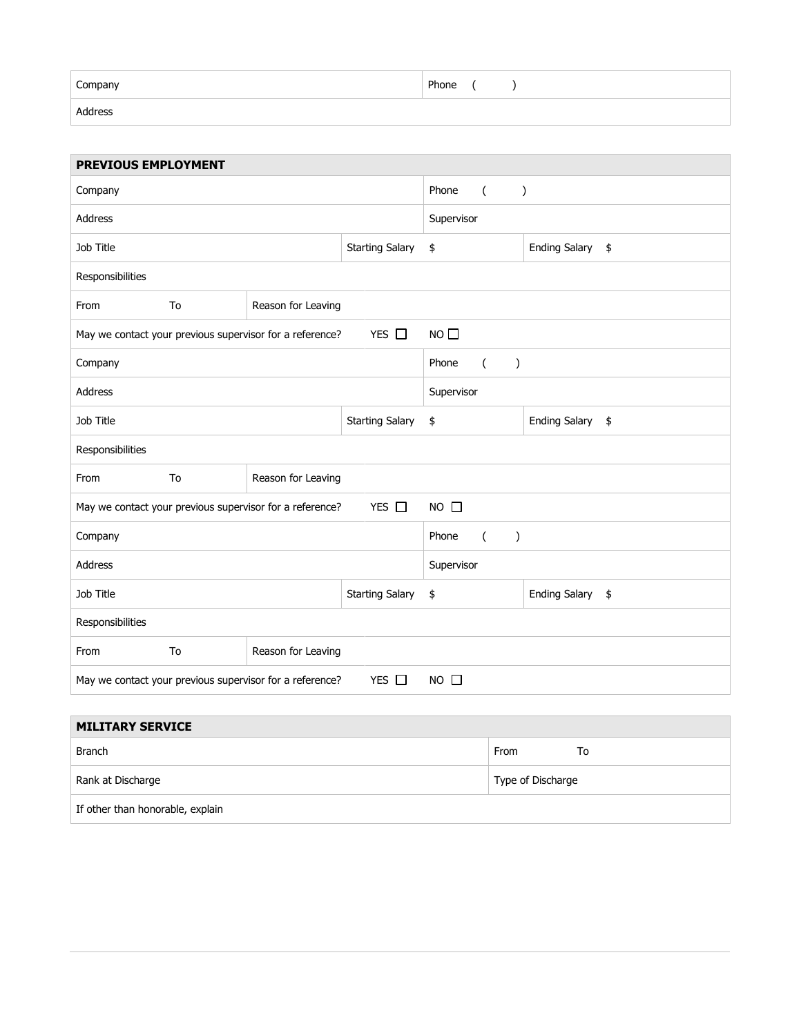| Company | Phone ( ) |
| --- | --- |
| Address | |

| PREVIOUS EMPLOYMENT | | | | | |
| --- | --- | --- | --- | --- | --- |
| Company | | | | Phone ( ) | |
| Address | | | | Supervisor | |
| Job Title | | Starting Salary | $ | Ending Salary | $ |
| Responsibilities | | | | | |
| From | To | Reason for Leaving | | | |
| May we contact your previous supervisor for a reference? | | YES ☐ | NO ☐ | | |
| Company | | | | Phone ( ) | |
| Address | | | | Supervisor | |
| Job Title | | Starting Salary | $ | Ending Salary | $ |
| Responsibilities | | | | | |
| From | To | Reason for Leaving | | | |
| May we contact your previous supervisor for a reference? | | YES ☐ | NO ☐ | | |
| Company | | | | Phone ( ) | |
| Address | | | | Supervisor | |
| Job Title | | Starting Salary | $ | Ending Salary | $ |
| Responsibilities | | | | | |
| From | To | Reason for Leaving | | | |
| May we contact your previous supervisor for a reference? | | YES ☐ | NO ☐ | | |

| MILITARY SERVICE | |
| --- | --- |
| Branch | From To |
| Rank at Discharge | Type of Discharge |
| If other than honorable, explain | |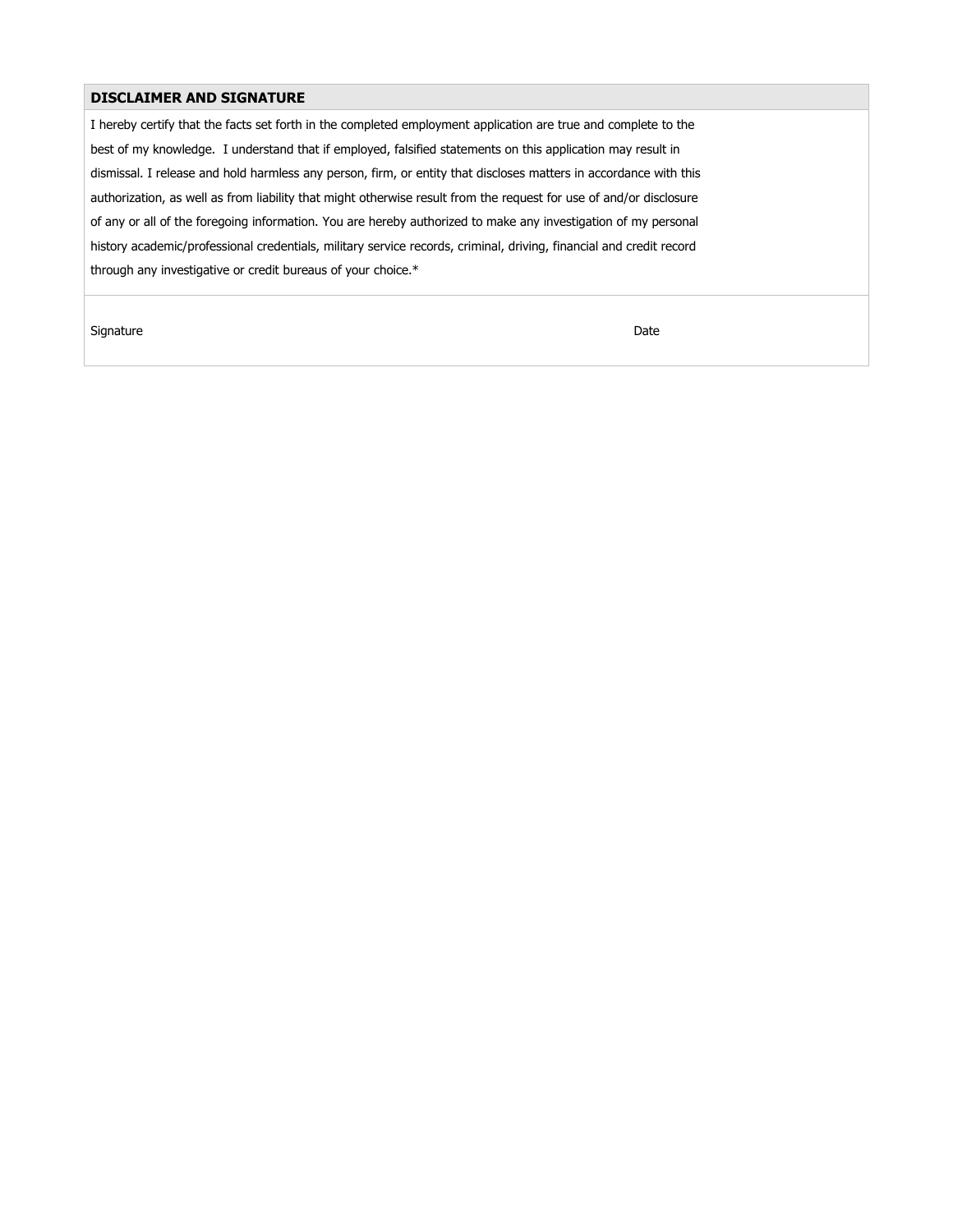## DISCLAIMER AND SIGNATURE

I hereby certify that the facts set forth in the completed employment application are true and complete to the best of my knowledge. I understand that if employed, falsified statements on this application may result in dismissal. I release and hold harmless any person, firm, or entity that discloses matters in accordance with this authorization, as well as from liability that might otherwise result from the request for use of and/or disclosure of any or all of the foregoing information. You are hereby authorized to make any investigation of my personal history academic/professional credentials, military service records, criminal, driving, financial and credit record through any investigative or credit bureaus of your choice.*

| | |
|---|---|
| Signature | Date |